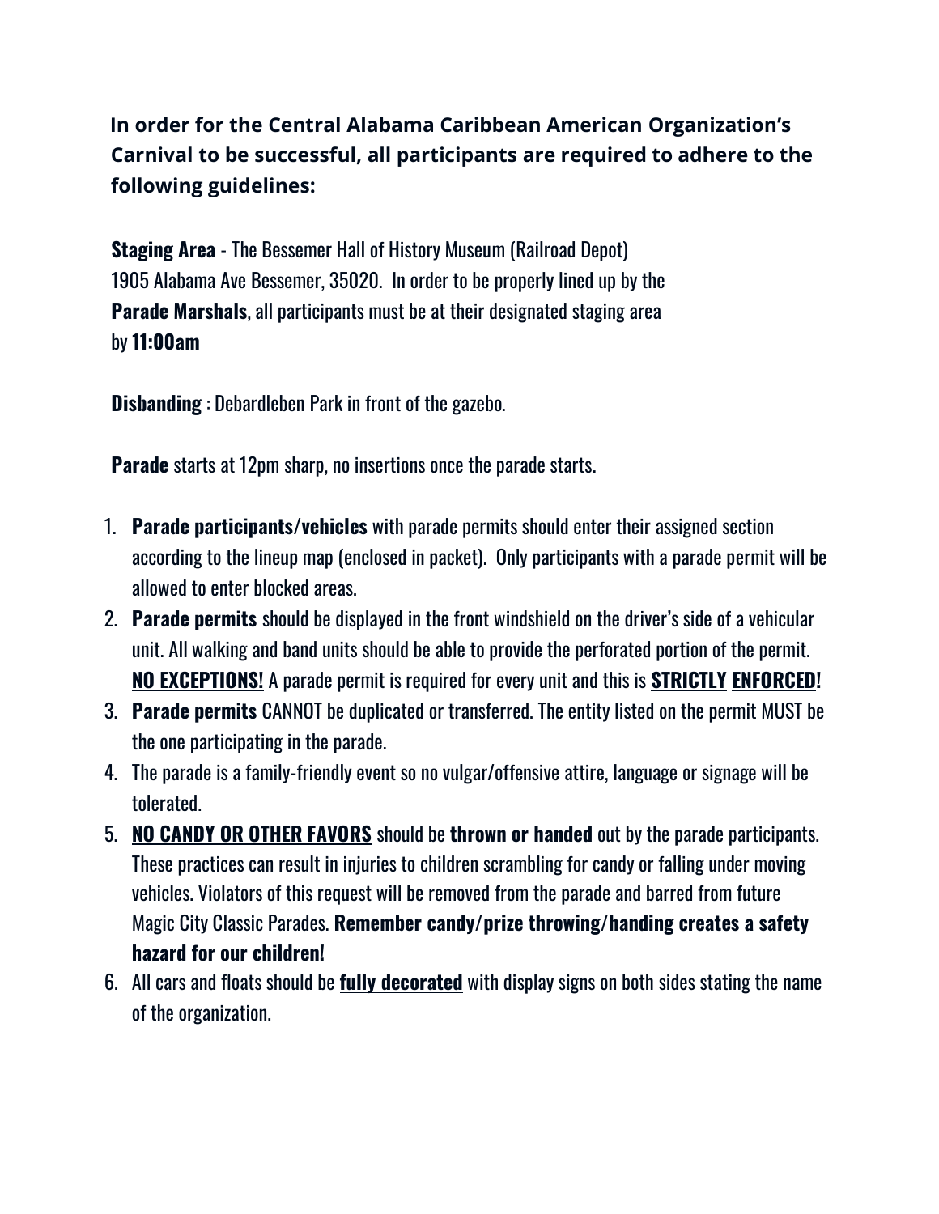**In order for the Central Alabama Caribbean American Organization's Carnival to be successful, all participants are required to adhere to the following guidelines:**

**Staging Area** - The Bessemer Hall of History Museum (Railroad Depot) 1905 Alabama Ave Bessemer, 35020. In order to be properly lined up by the **Parade Marshals**, all participants must be at their designated staging area by **11:00am**

**Disbanding** : Debardleben Park in front of the gazebo.

**Parade** starts at 12pm sharp, no insertions once the parade starts.

1. **Parade participants/vehicles** with parade permits should enter their assigned section according to the lineup map (enclosed in packet). Only participants with a parade permit will be allowed to enter blocked areas.
2. **Parade permits** should be displayed in the front windshield on the driver's side of a vehicular unit. All walking and band units should be able to provide the perforated portion of the permit. <u>**NO EXCEPTIONS!**</u> A parade permit is required for every unit and this is <u>**STRICTLY**</u> <u>**ENFORCED**</u>**!**
3. **Parade permits** CANNOT be duplicated or transferred. The entity listed on the permit MUST be the one participating in the parade.
4. The parade is a family-friendly event so no vulgar/offensive attire, language or signage will be tolerated.
5. <u>**NO CANDY OR OTHER FAVORS**</u> should be **thrown or handed** out by the parade participants. These practices can result in injuries to children scrambling for candy or falling under moving vehicles. Violators of this request will be removed from the parade and barred from future Magic City Classic Parades. **Remember candy/prize throwing/handing creates a safety hazard for our children!**
6. All cars and floats should be <u>**fully decorated**</u> with display signs on both sides stating the name of the organization.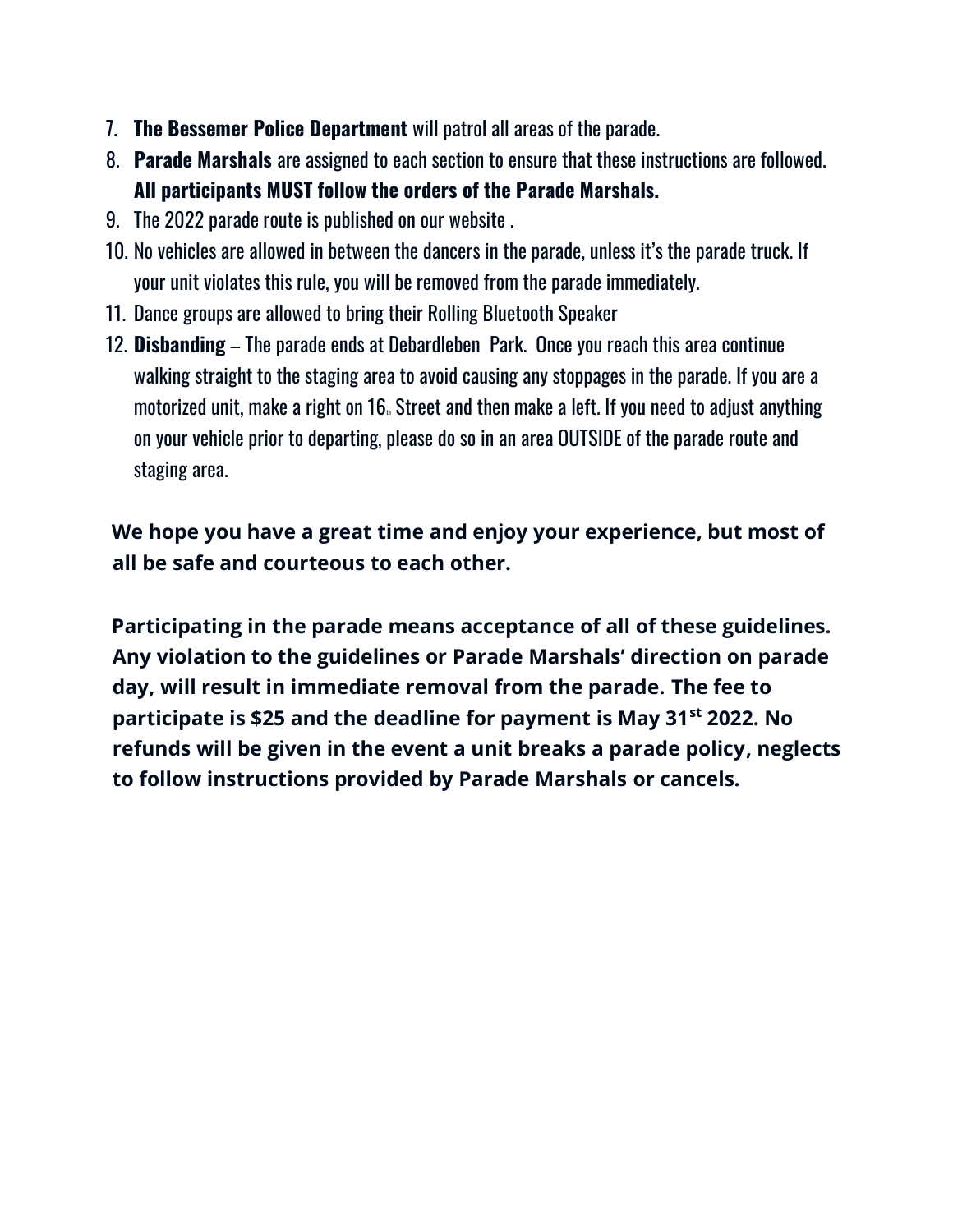7. **The Bessemer Police Department** will patrol all areas of the parade.
8. **Parade Marshals** are assigned to each section to ensure that these instructions are followed. **All participants MUST follow the orders of the Parade Marshals.**
9. The 2022 parade route is published on our website .
10. No vehicles are allowed in between the dancers in the parade, unless it's the parade truck. If your unit violates this rule, you will be removed from the parade immediately.
11. Dance groups are allowed to bring their Rolling Bluetooth Speaker
12. **Disbanding** – The parade ends at Debardleben  Park.  Once you reach this area continue walking straight to the staging area to avoid causing any stoppages in the parade. If you are a motorized unit, make a right on 16th Street and then make a left. If you need to adjust anything on your vehicle prior to departing, please do so in an area OUTSIDE of the parade route and staging area.

**We hope you have a great time and enjoy your experience, but most of all be safe and courteous to each other.**

**Participating in the parade means acceptance of all of these guidelines. Any violation to the guidelines or Parade Marshals' direction on parade day, will result in immediate removal from the parade. The fee to participate is $25 and the deadline for payment is May 31st 2022. No refunds will be given in the event a unit breaks a parade policy, neglects to follow instructions provided by Parade Marshals or cancels.**